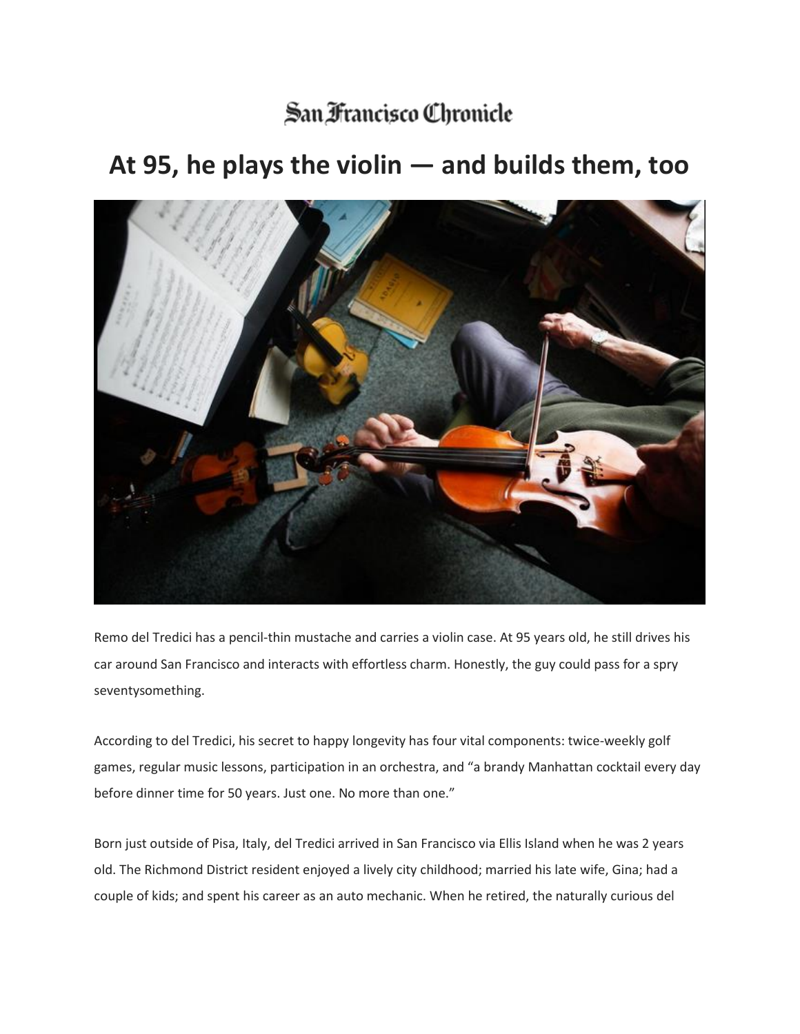San Francisco Chronicle

# At 95, he plays the violin — and builds them, too

Remo del Tredici has a pencil-thin mustache and carries a violin case. At 95 years old, he still drives his car around San Francisco and interacts with effortless charm. Honestly, the guy could pass for a spry seventysomething.

According to del Tredici, his secret to happy longevity has four vital components: twice-weekly golf games, regular music lessons, participation in an orchestra, and “a brandy Manhattan cocktail every day before dinner time for 50 years. Just one. No more than one.”

Born just outside of Pisa, Italy, del Tredici arrived in San Francisco via Ellis Island when he was 2 years old. The Richmond District resident enjoyed a lively city childhood; married his late wife, Gina; had a couple of kids; and spent his career as an auto mechanic. When he retired, the naturally curious del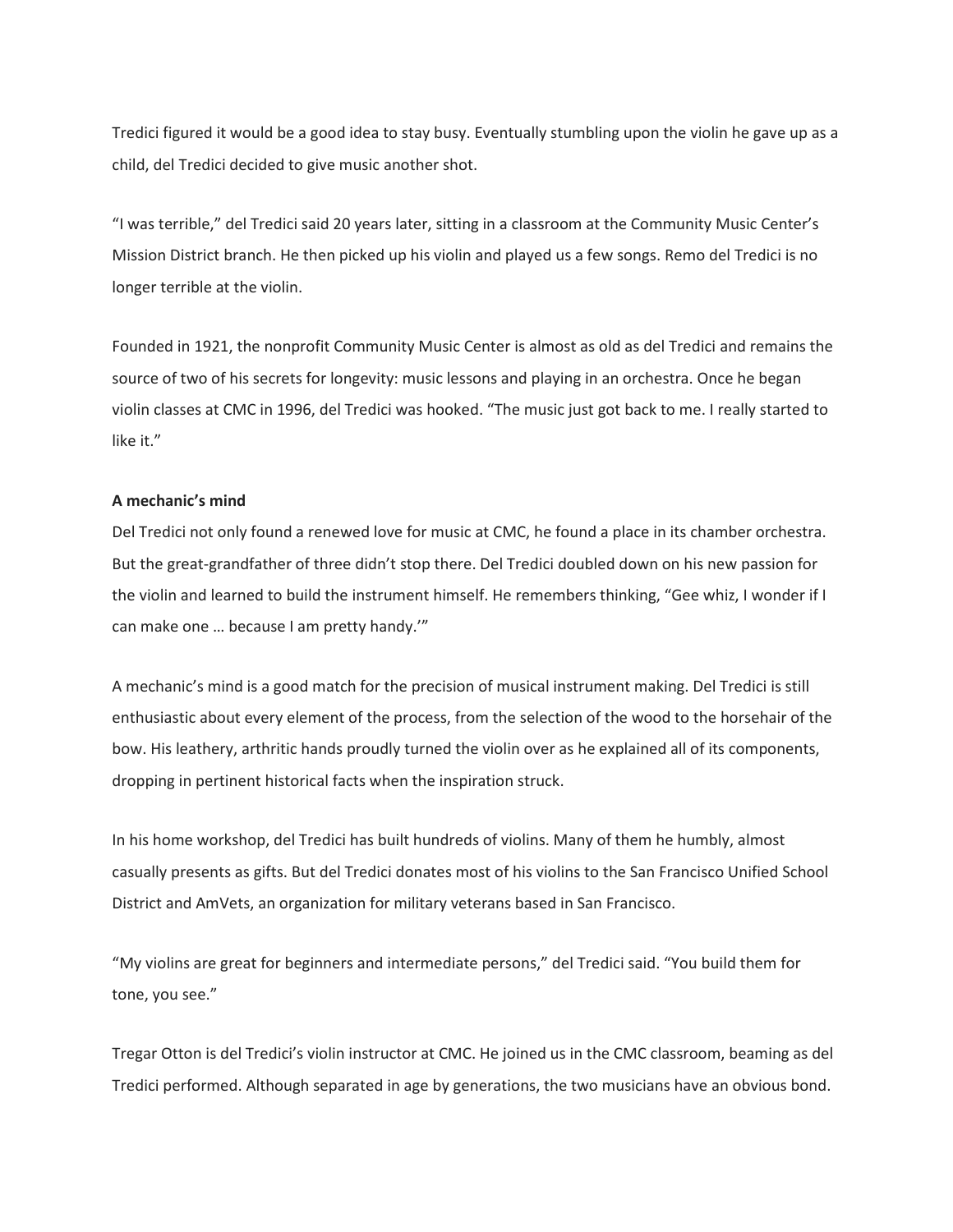Tredici figured it would be a good idea to stay busy. Eventually stumbling upon the violin he gave up as a child, del Tredici decided to give music another shot.

"I was terrible," del Tredici said 20 years later, sitting in a classroom at the Community Music Center's Mission District branch. He then picked up his violin and played us a few songs. Remo del Tredici is no longer terrible at the violin.

Founded in 1921, the nonprofit Community Music Center is almost as old as del Tredici and remains the source of two of his secrets for longevity: music lessons and playing in an orchestra. Once he began violin classes at CMC in 1996, del Tredici was hooked. "The music just got back to me. I really started to like it."

**A mechanic's mind**

Del Tredici not only found a renewed love for music at CMC, he found a place in its chamber orchestra. But the great-grandfather of three didn't stop there. Del Tredici doubled down on his new passion for the violin and learned to build the instrument himself. He remembers thinking, "Gee whiz, I wonder if I can make one … because I am pretty handy.'"

A mechanic's mind is a good match for the precision of musical instrument making. Del Tredici is still enthusiastic about every element of the process, from the selection of the wood to the horsehair of the bow. His leathery, arthritic hands proudly turned the violin over as he explained all of its components, dropping in pertinent historical facts when the inspiration struck.

In his home workshop, del Tredici has built hundreds of violins. Many of them he humbly, almost casually presents as gifts. But del Tredici donates most of his violins to the San Francisco Unified School District and AmVets, an organization for military veterans based in San Francisco.

"My violins are great for beginners and intermediate persons," del Tredici said. "You build them for tone, you see."

Tregar Otton is del Tredici's violin instructor at CMC. He joined us in the CMC classroom, beaming as del Tredici performed. Although separated in age by generations, the two musicians have an obvious bond.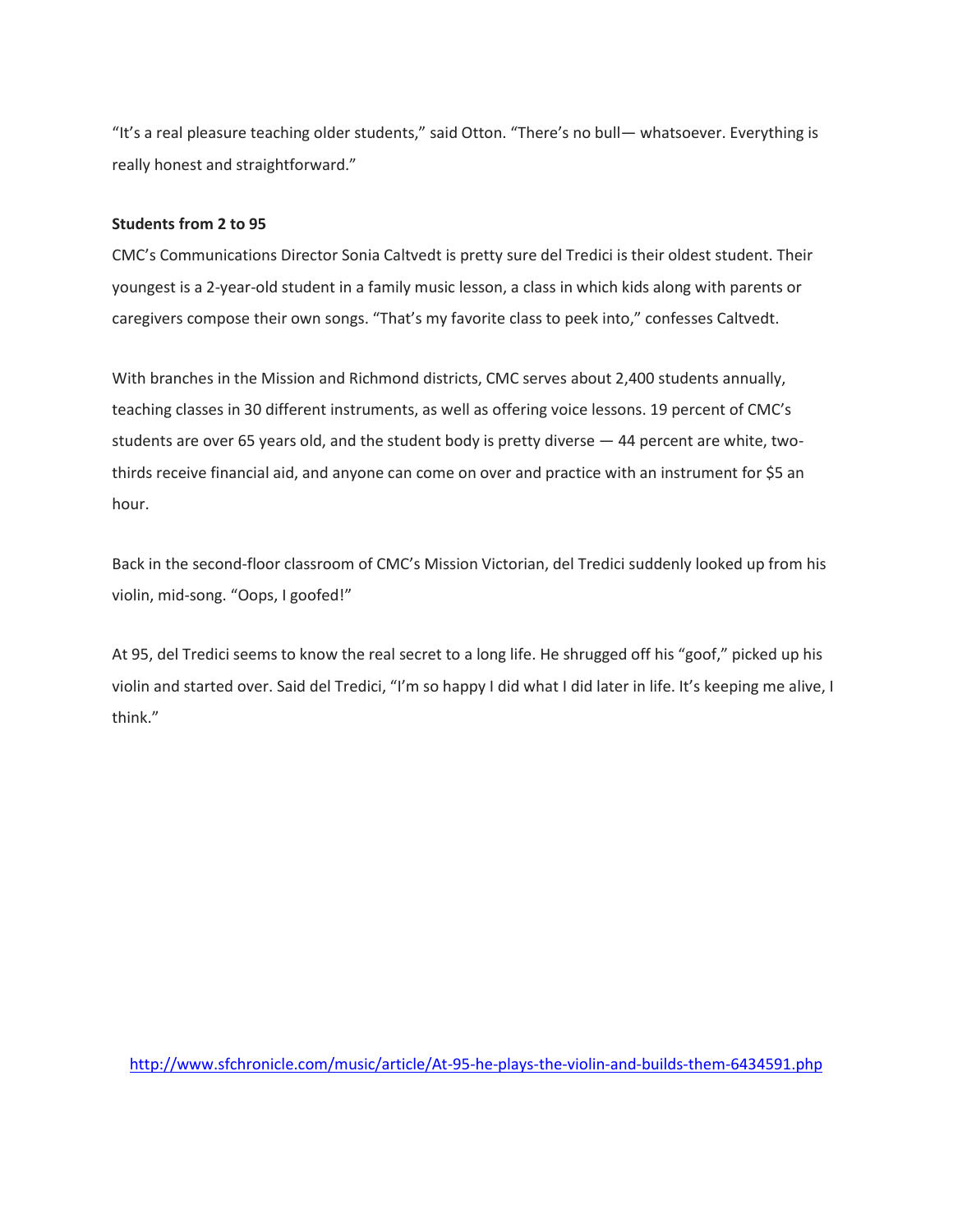"It's a real pleasure teaching older students," said Otton. "There's no bull— whatsoever. Everything is really honest and straightforward."

**Students from 2 to 95**

CMC's Communications Director Sonia Caltvedt is pretty sure del Tredici is their oldest student. Their youngest is a 2-year-old student in a family music lesson, a class in which kids along with parents or caregivers compose their own songs. "That's my favorite class to peek into," confesses Caltvedt.

With branches in the Mission and Richmond districts, CMC serves about 2,400 students annually, teaching classes in 30 different instruments, as well as offering voice lessons. 19 percent of CMC's students are over 65 years old, and the student body is pretty diverse — 44 percent are white, two-thirds receive financial aid, and anyone can come on over and practice with an instrument for $5 an hour.

Back in the second-floor classroom of CMC's Mission Victorian, del Tredici suddenly looked up from his violin, mid-song. "Oops, I goofed!"

At 95, del Tredici seems to know the real secret to a long life. He shrugged off his "goof," picked up his violin and started over. Said del Tredici, "I'm so happy I did what I did later in life. It's keeping me alive, I think."

http://www.sfchronicle.com/music/article/At-95-he-plays-the-violin-and-builds-them-6434591.php